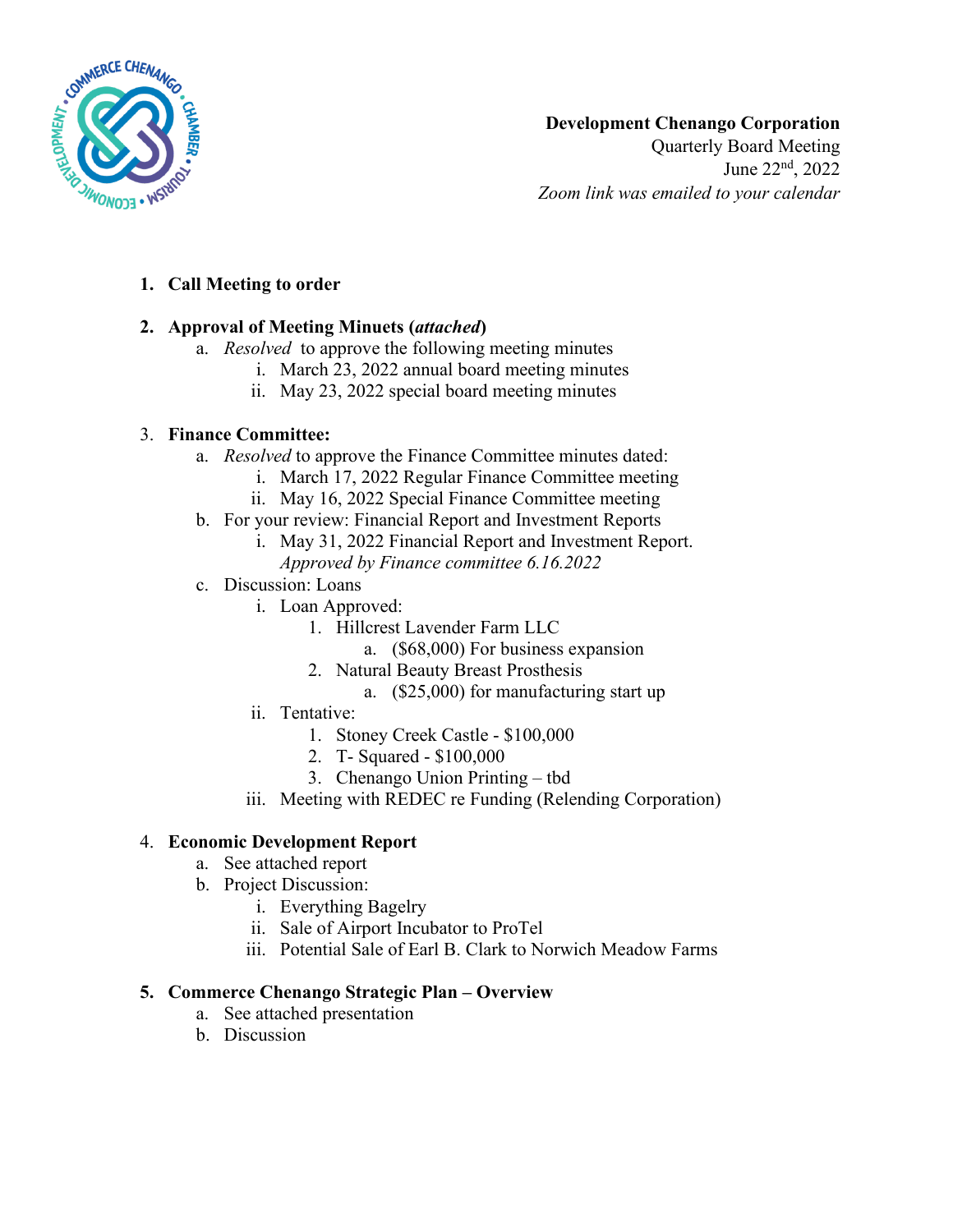**Development Chenango Corporation**
Quarterly Board Meeting
June 22nd, 2022
*Zoom link was emailed to your calendar*

1. **Call Meeting to order**

2. **Approval of Meeting Minuets (*attached*)**
   a. *Resolved* to approve the following meeting minutes
      i. March 23, 2022 annual board meeting minutes
      ii. May 23, 2022 special board meeting minutes

3. **Finance Committee:**
   a. *Resolved* to approve the Finance Committee minutes dated:
      i. March 17, 2022 Regular Finance Committee meeting
      ii. May 16, 2022 Special Finance Committee meeting
   b. For your review: Financial Report and Investment Reports
      i. May 31, 2022 Financial Report and Investment Report. *Approved by Finance committee 6.16.2022*
   c. Discussion: Loans
      i. Loan Approved:
         1. Hillcrest Lavender Farm LLC
            a. ($68,000) For business expansion
         2. Natural Beauty Breast Prosthesis
            a. ($25,000) for manufacturing start up
      ii. Tentative:
         1. Stoney Creek Castle - $100,000
         2. T- Squared - $100,000
         3. Chenango Union Printing – tbd
      iii. Meeting with REDEC re Funding (Relending Corporation)

4. **Economic Development Report**
   a. See attached report
   b. Project Discussion:
      i. Everything Bagelry
      ii. Sale of Airport Incubator to ProTel
      iii. Potential Sale of Earl B. Clark to Norwich Meadow Farms

5. **Commerce Chenango Strategic Plan – Overview**
   a. See attached presentation
   b. Discussion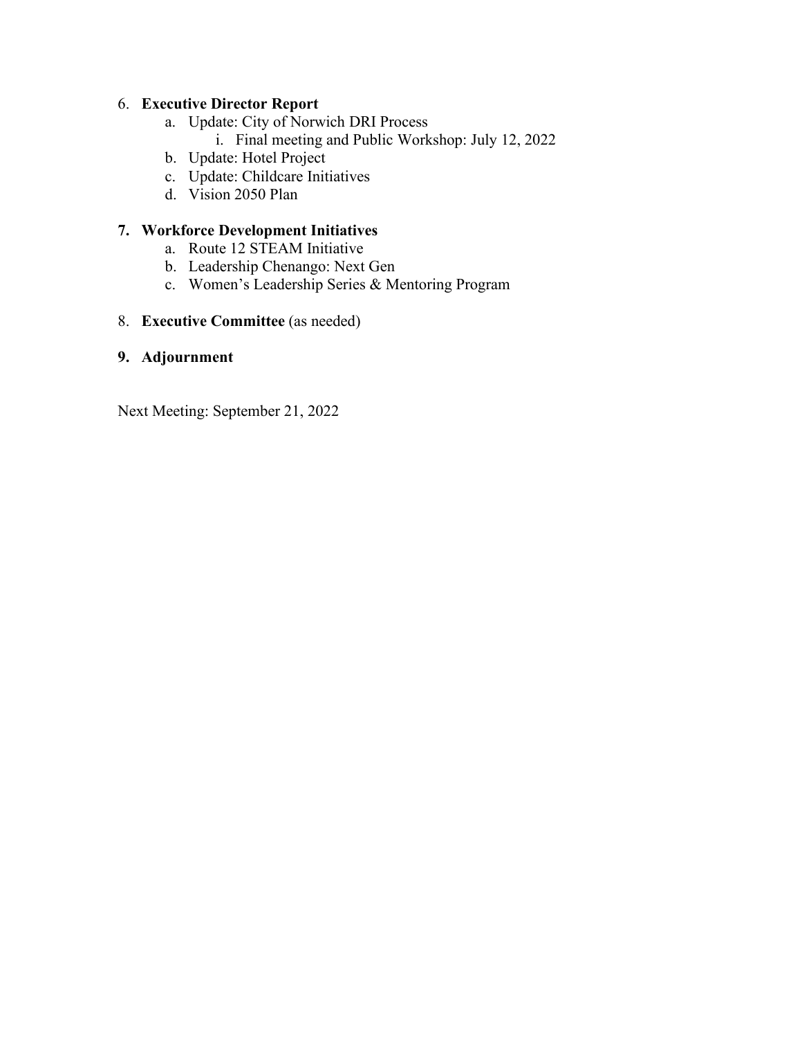6. **Executive Director Report**
    a. Update: City of Norwich DRI Process
        i. Final meeting and Public Workshop: July 12, 2022
    b. Update: Hotel Project
    c. Update: Childcare Initiatives
    d. Vision 2050 Plan

7. **Workforce Development Initiatives**
    a. Route 12 STEAM Initiative
    b. Leadership Chenango: Next Gen
    c. Women's Leadership Series & Mentoring Program

8. **Executive Committee** (as needed)

9. **Adjournment**

Next Meeting: September 21, 2022